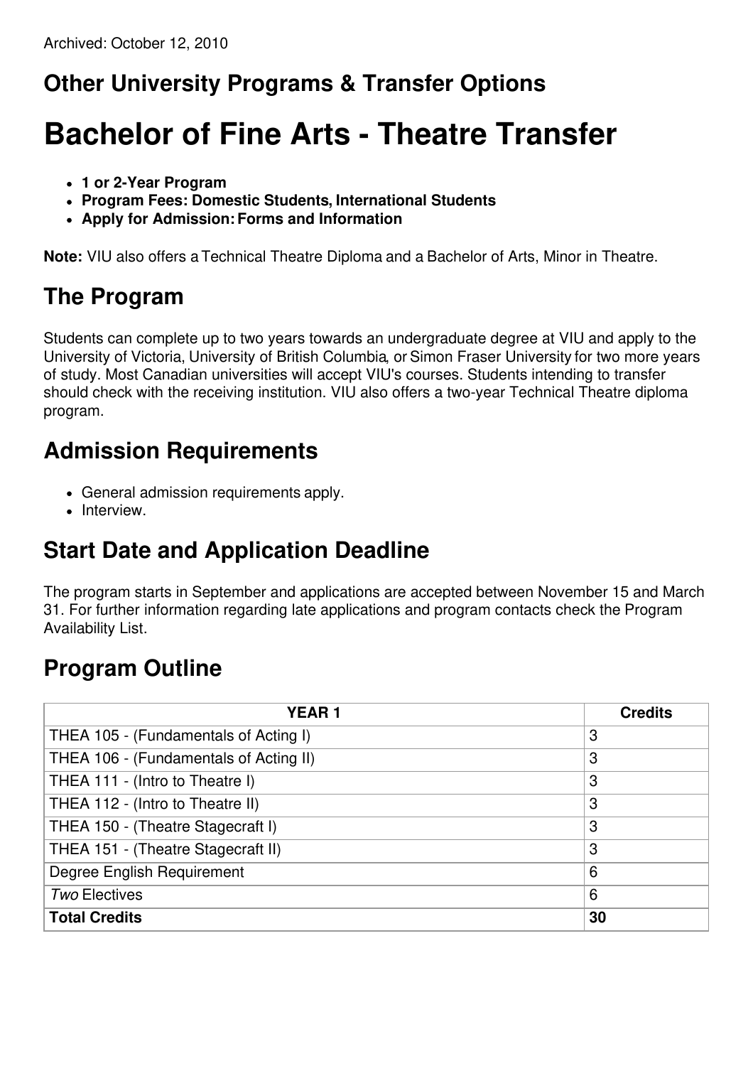Archived: October 12, 2010

## Other University Programs & Transfer Options

# Bachelor of Fine Arts - Theatre Transfer

- **1 or 2-Year Program**
- **Program Fees: Domestic Students, International Students**
- **Apply for Admission: Forms and Information**

**Note:** VIU also offers a Technical Theatre Diploma and a Bachelor of Arts, Minor in Theatre.

## The Program

Students can complete up to two years towards an undergraduate degree at VIU and apply to the University of Victoria, University of British Columbia, or Simon Fraser University for two more years of study. Most Canadian universities will accept VIU's courses. Students intending to transfer should check with the receiving institution. VIU also offers a two-year Technical Theatre diploma program.

## Admission Requirements

- General admission requirements apply.
- Interview.

## Start Date and Application Deadline

The program starts in September and applications are accepted between November 15 and March 31. For further information regarding late applications and program contacts check the Program Availability List.

## Program Outline

| YEAR 1 | Credits |
|---|---|
| THEA 105 - (Fundamentals of Acting I) | 3 |
| THEA 106 - (Fundamentals of Acting II) | 3 |
| THEA 111 - (Intro to Theatre I) | 3 |
| THEA 112 - (Intro to Theatre II) | 3 |
| THEA 150 - (Theatre Stagecraft I) | 3 |
| THEA 151 - (Theatre Stagecraft II) | 3 |
| Degree English Requirement | 6 |
| *Two* Electives | 6 |
| **Total Credits** | **30** |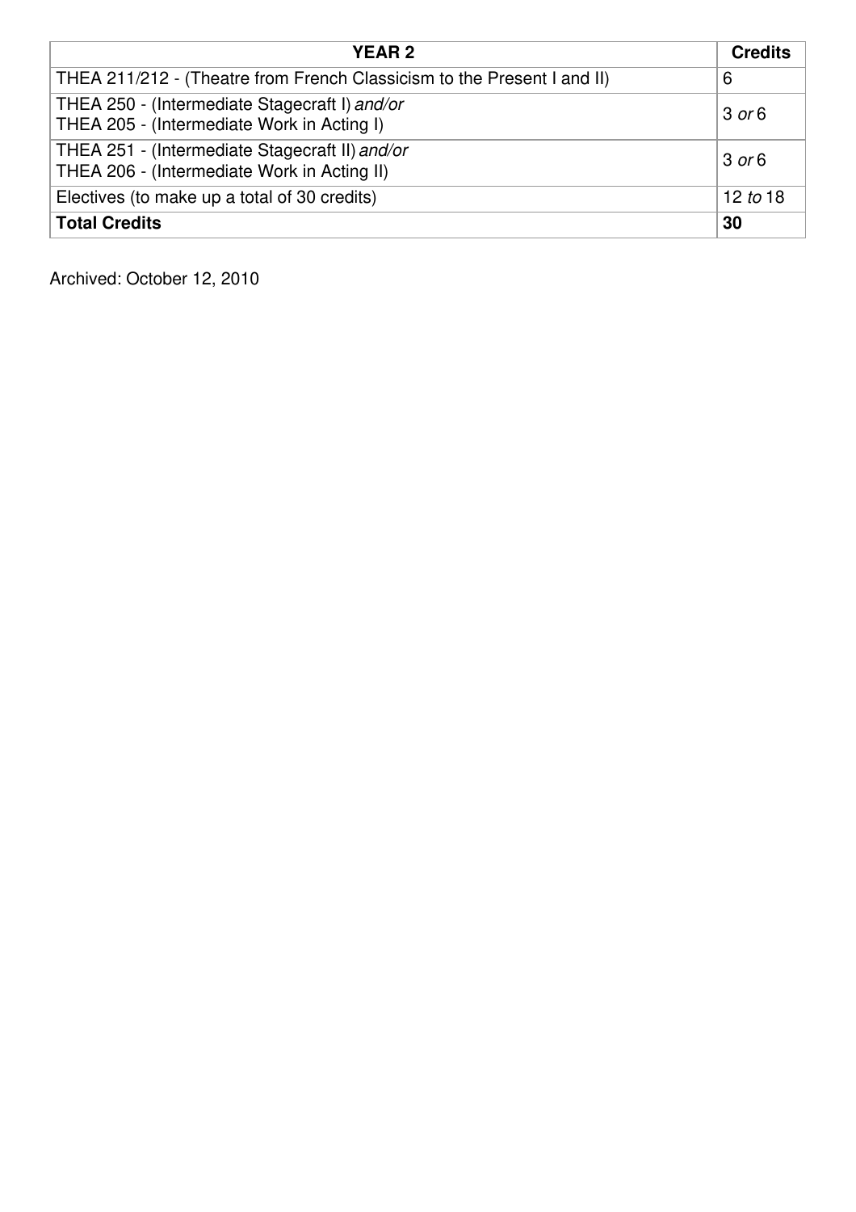| YEAR 2 | Credits |
|---|---|
| THEA 211/212 - (Theatre from French Classicism to the Present I and II) | 6 |
| THEA 250 - (Intermediate Stagecraft I) *and/or*<br>THEA 205 - (Intermediate Work in Acting I) | 3 *or* 6 |
| THEA 251 - (Intermediate Stagecraft II) *and/or*<br>THEA 206 - (Intermediate Work in Acting II) | 3 *or* 6 |
| Electives (to make up a total of 30 credits) | 12 *to* 18 |
| **Total Credits** | **30** |

Archived: October 12, 2010